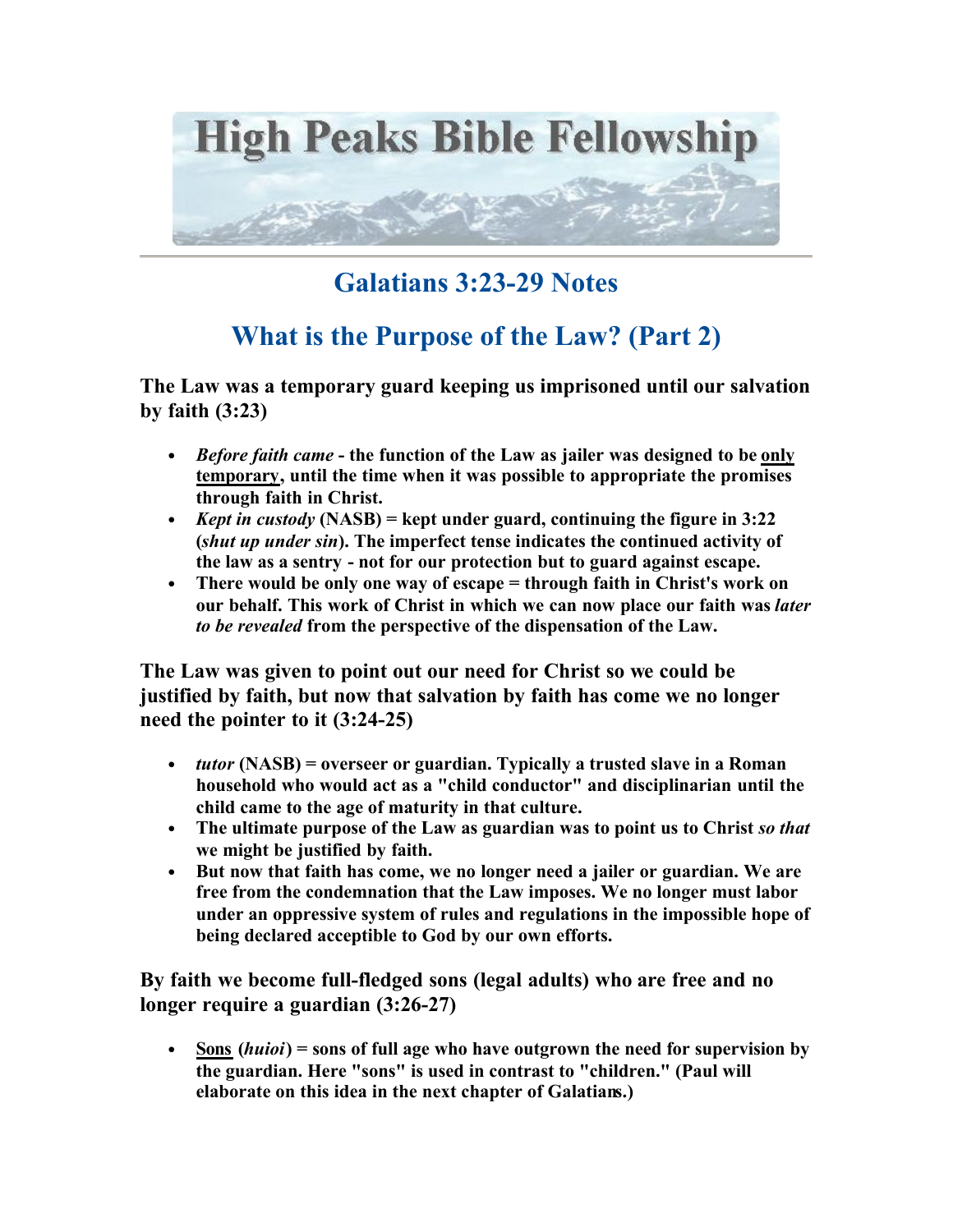# High Peaks Bible Fellowship

## Galatians 3:23-29 Notes

## What is the Purpose of the Law? (Part 2)

**The Law was a temporary guard keeping us imprisoned until our salvation by faith (3:23)**

- ***Before faith came*** **- the function of the Law as jailer was designed to be only temporary, until the time when it was possible to appropriate the promises through faith in Christ.**
- ***Kept in custody*** **(NASB) = kept under guard, continuing the figure in 3:22 (*shut up under sin*). The imperfect tense indicates the continued activity of the law as a sentry - not for our protection but to guard against escape.**
- **There would be only one way of escape = through faith in Christ's work on our behalf. This work of Christ in which we can now place our faith was *later to be revealed* from the perspective of the dispensation of the Law.**

**The Law was given to point out our need for Christ so we could be justified by faith, but now that salvation by faith has come we no longer need the pointer to it (3:24-25)**

- ***tutor*** **(NASB) = overseer or guardian. Typically a trusted slave in a Roman household who would act as a "child conductor" and disciplinarian until the child came to the age of maturity in that culture.**
- **The ultimate purpose of the Law as guardian was to point us to Christ *so that* we might be justified by faith.**
- **But now that faith has come, we no longer need a jailer or guardian. We are free from the condemnation that the Law imposes. We no longer must labor under an oppressive system of rules and regulations in the impossible hope of being declared acceptible to God by our own efforts.**

**By faith we become full-fledged sons (legal adults) who are free and no longer require a guardian (3:26-27)**

- **Sons (*huioi*) = sons of full age who have outgrown the need for supervision by the guardian. Here "sons" is used in contrast to "children." (Paul will elaborate on this idea in the next chapter of Galatians.)**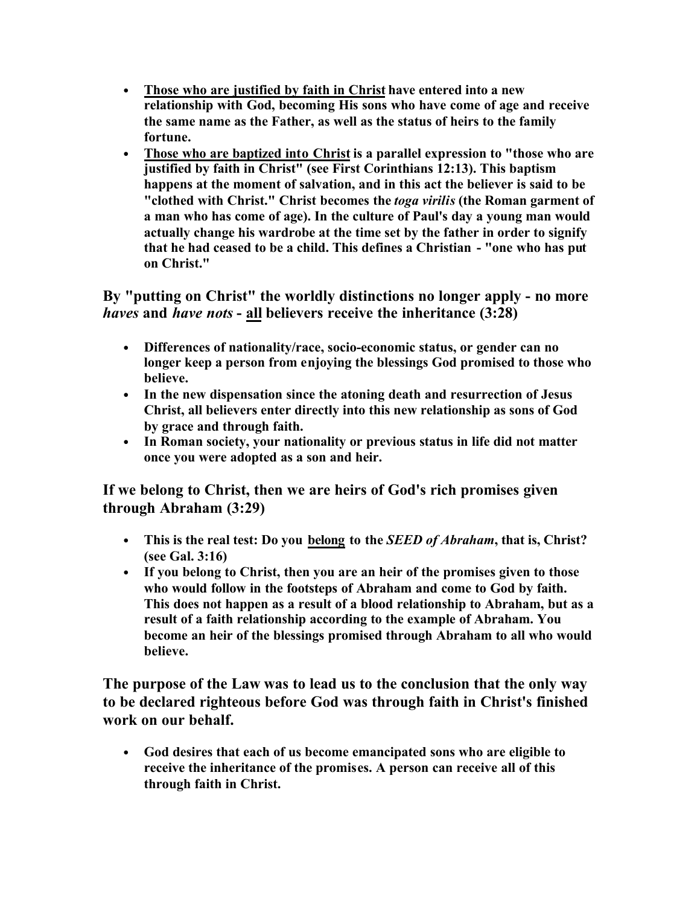- **<u>Those who are justified by faith in Christ</u> have entered into a new relationship with God, becoming His sons who have come of age and receive the same name as the Father, as well as the status of heirs to the family fortune.**
- **<u>Those who are baptized into Christ</u> is a parallel expression to "those who are justified by faith in Christ" (see First Corinthians 12:13). This baptism happens at the moment of salvation, and in this act the believer is said to be "clothed with Christ." Christ becomes the *toga virilis* (the Roman garment of a man who has come of age). In the culture of Paul's day a young man would actually change his wardrobe at the time set by the father in order to signify that he had ceased to be a child. This defines a Christian - "one who has put on Christ."**

### By "putting on Christ" the worldly distinctions no longer apply - no more *haves* and *have nots* - <u>all</u> believers receive the inheritance (3:28)

- **Differences of nationality/race, socio-economic status, or gender can no longer keep a person from enjoying the blessings God promised to those who believe.**
- **In the new dispensation since the atoning death and resurrection of Jesus Christ, all believers enter directly into this new relationship as sons of God by grace and through faith.**
- **In Roman society, your nationality or previous status in life did not matter once you were adopted as a son and heir.**

### If we belong to Christ, then we are heirs of God's rich promises given through Abraham (3:29)

- **This is the real test: Do you <u>belong</u> to the *SEED of Abraham*, that is, Christ? (see Gal. 3:16)**
- **If you belong to Christ, then you are an heir of the promises given to those who would follow in the footsteps of Abraham and come to God by faith. This does not happen as a result of a blood relationship to Abraham, but as a result of a faith relationship according to the example of Abraham. You become an heir of the blessings promised through Abraham to all who would believe.**

### The purpose of the Law was to lead us to the conclusion that the only way to be declared righteous before God was through faith in Christ's finished work on our behalf.

- **God desires that each of us become emancipated sons who are eligible to receive the inheritance of the promises. A person can receive all of this through faith in Christ.**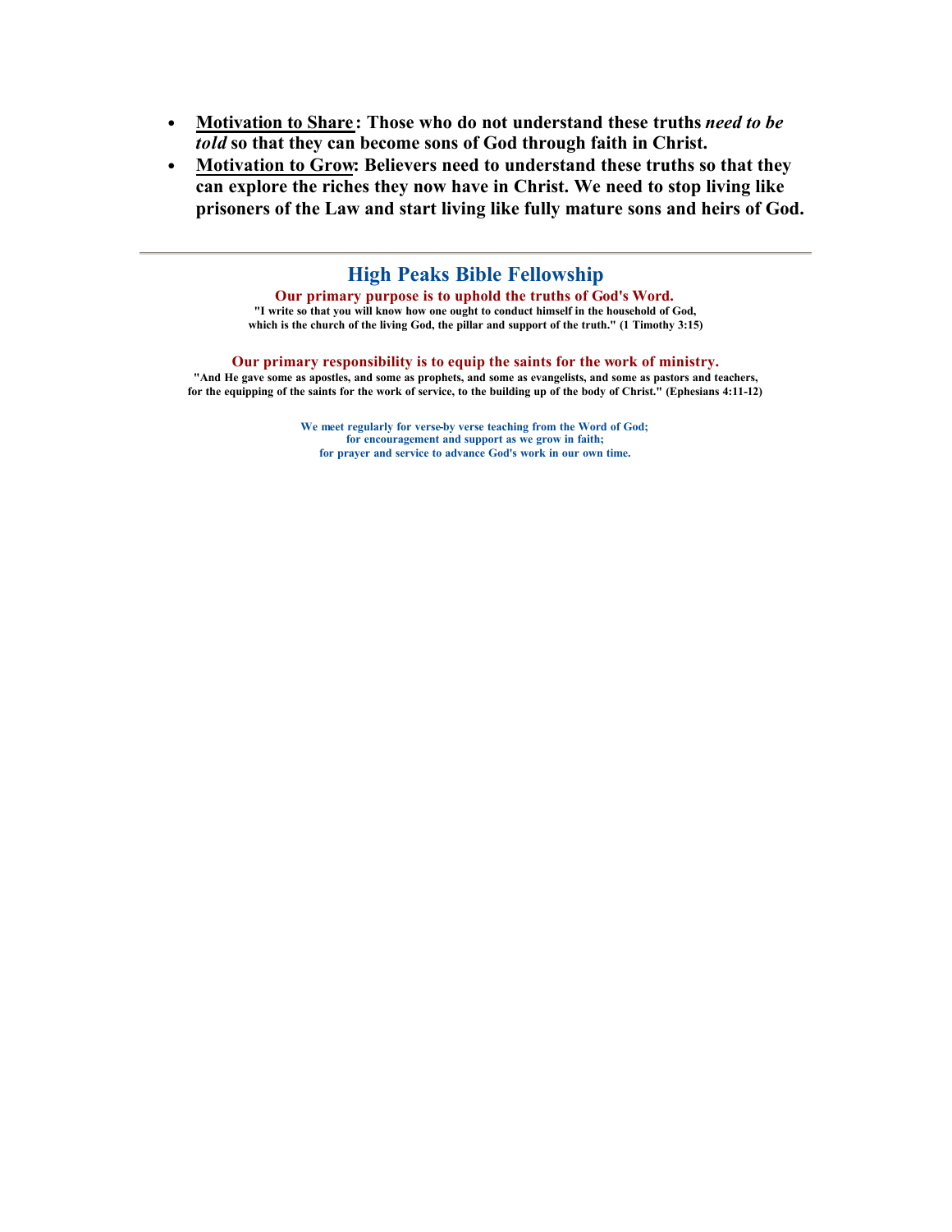- **Motivation to Share: Those who do not understand these truths *need to be told* so that they can become sons of God through faith in Christ.**
- **Motivation to Grow: Believers need to understand these truths so that they can explore the riches they now have in Christ. We need to stop living like prisoners of the Law and start living like fully mature sons and heirs of God.**

---

## High Peaks Bible Fellowship

**Our primary purpose is to uphold the truths of God's Word.**

**"I write so that you will know how one ought to conduct himself in the household of God, which is the church of the living God, the pillar and support of the truth." (1 Timothy 3:15)**

**Our primary responsibility is to equip the saints for the work of ministry.**

**"And He gave some as apostles, and some as prophets, and some as evangelists, and some as pastors and teachers, for the equipping of the saints for the work of service, to the building up of the body of Christ." (Ephesians 4:11-12)**

**We meet regularly for verse-by verse teaching from the Word of God;
for encouragement and support as we grow in faith;
for prayer and service to advance God's work in our own time.**